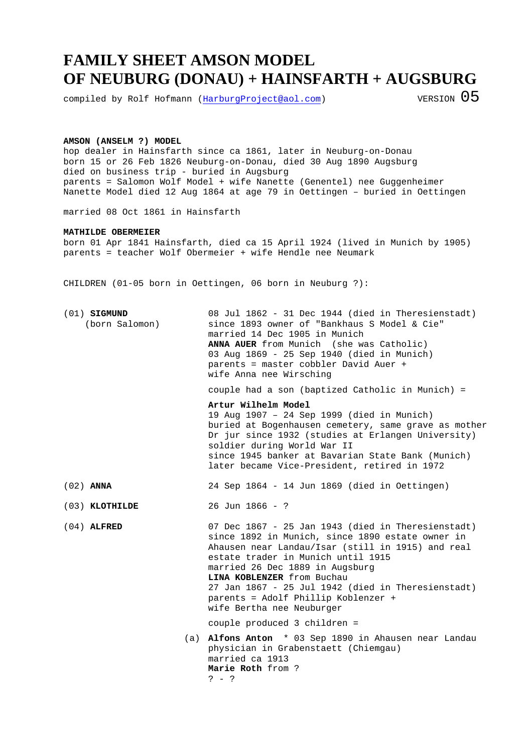# FAMILY SHEET AMSON MODEL
# OF NEUBURG (DONAU) + HAINSFARTH + AUGSBURG

compiled by Rolf Hofmann (HarburgProject@aol.com) VERSION 05

**AMSON (ANSELM ?) MODEL**
hop dealer in Hainsfarth since ca 1861, later in Neuburg-on-Donau
born 15 or 26 Feb 1826 Neuburg-on-Donau, died 30 Aug 1890 Augsburg
died on business trip - buried in Augsburg
parents = Salomon Wolf Model + wife Nanette (Genentel) nee Guggenheimer
Nanette Model died 12 Aug 1864 at age 79 in Oettingen – buried in Oettingen

married 08 Oct 1861 in Hainsfarth

**MATHILDE OBERMEIER**
born 01 Apr 1841 Hainsfarth, died ca 15 April 1924 (lived in Munich by 1905)
parents = teacher Wolf Obermeier + wife Hendle nee Neumark

CHILDREN (01-05 born in Oettingen, 06 born in Neuburg ?):

(01) **SIGMUND** (born Salomon)
08 Jul 1862 - 31 Dec 1944 (died in Theresienstadt)
since 1893 owner of "Bankhaus S Model & Cie"
married 14 Dec 1905 in Munich
**ANNA AUER** from Munich (she was Catholic)
03 Aug 1869 - 25 Sep 1940 (died in Munich)
parents = master cobbler David Auer +
wife Anna nee Wirsching

couple had a son (baptized Catholic in Munich) =

**Artur Wilhelm Model**
19 Aug 1907 – 24 Sep 1999 (died in Munich)
buried at Bogenhausen cemetery, same grave as mother
Dr jur since 1932 (studies at Erlangen University)
soldier during World War II
since 1945 banker at Bavarian State Bank (Munich)
later became Vice-President, retired in 1972

(02) **ANNA**
24 Sep 1864 - 14 Jun 1869 (died in Oettingen)

(03) **KLOTHILDE**
26 Jun 1866 - ?

(04) **ALFRED**
07 Dec 1867 - 25 Jan 1943 (died in Theresienstadt)
since 1892 in Munich, since 1890 estate owner in
Ahausen near Landau/Isar (still in 1915) and real
estate trader in Munich until 1915
married 26 Dec 1889 in Augsburg
**LINA KOBLENZER** from Buchau
27 Jan 1867 - 25 Jul 1942 (died in Theresienstadt)
parents = Adolf Phillip Koblenzer +
wife Bertha nee Neuburger

couple produced 3 children =

(a) **Alfons Anton** * 03 Sep 1890 in Ahausen near Landau
physician in Grabenstaett (Chiemgau)
married ca 1913
**Marie Roth** from ?
? - ?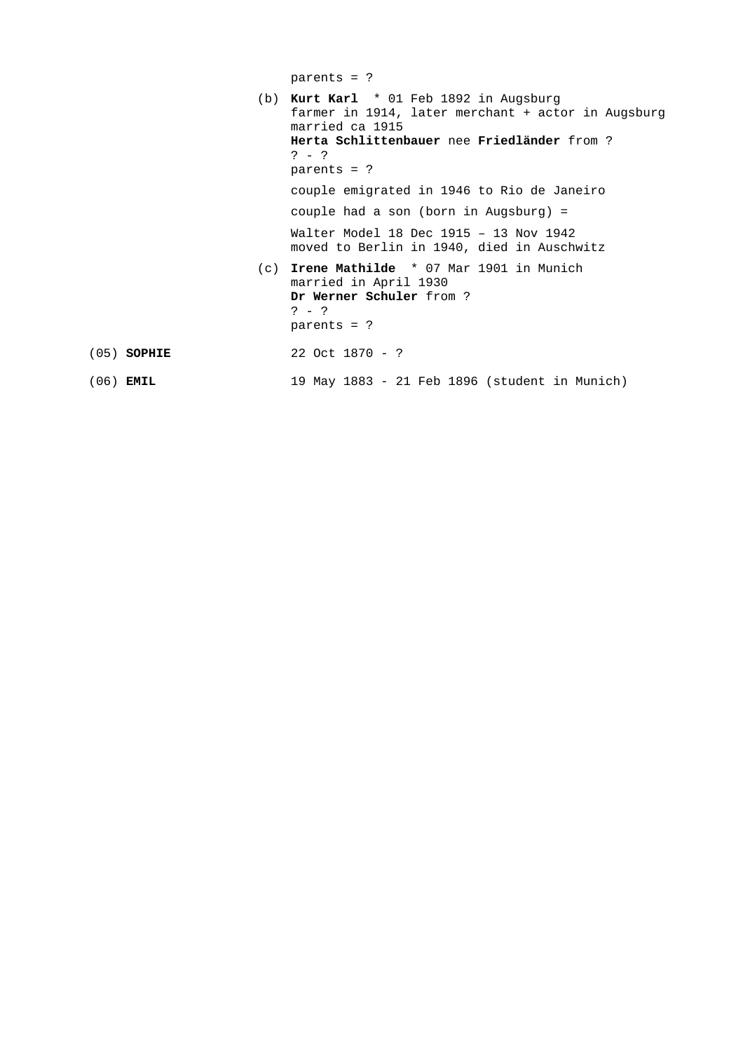parents = ?

(b) **Kurt Karl** * 01 Feb 1892 in Augsburg
farmer in 1914, later merchant + actor in Augsburg
married ca 1915
**Herta Schlittenbauer** nee **Friedländer** from ?
? - ?
parents = ?

couple emigrated in 1946 to Rio de Janeiro

couple had a son (born in Augsburg) =

Walter Model 18 Dec 1915 – 13 Nov 1942
moved to Berlin in 1940, died in Auschwitz

(c) **Irene Mathilde** * 07 Mar 1901 in Munich
married in April 1930
**Dr Werner Schuler** from ?
? - ?
parents = ?

(05) **SOPHIE** 22 Oct 1870 - ?

(06) **EMIL** 19 May 1883 - 21 Feb 1896 (student in Munich)